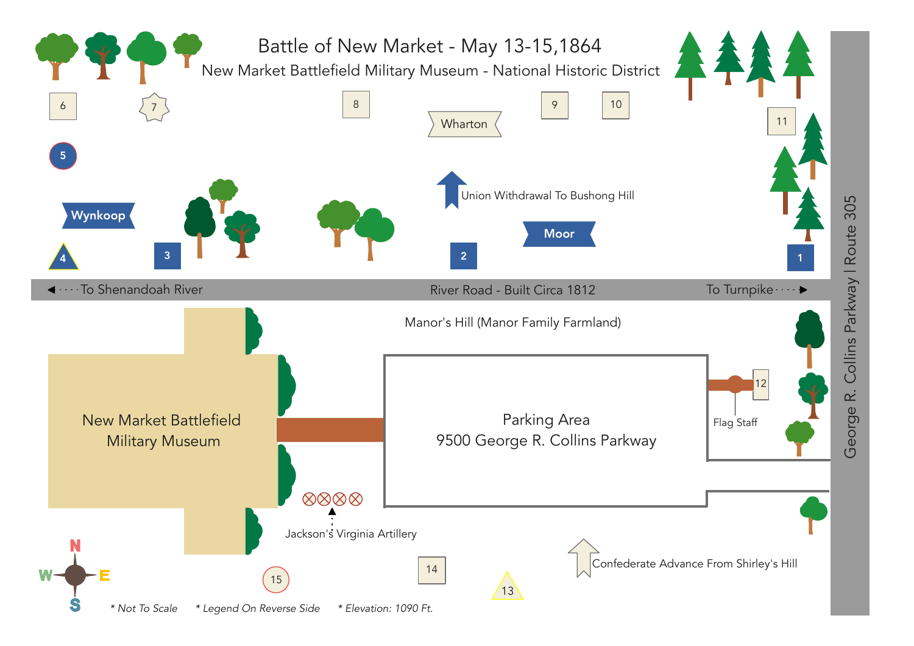# Battle of New Market - May 13-15,1864

## New Market Battlefield Military Museum - National Historic District

6

7

8

Wharton

9

10

11

5

Union Withdrawal To Bushong Hill

Wynkoop

Moor

4

3

2

1

◄ - - - To Shenandoah River

River Road - Built Circa 1812

To Turnpike - - - ►

George R. Collins Parkway | Route 305

Manor's Hill (Manor Family Farmland)

New Market Battlefield Military Museum

Parking Area
9500 George R. Collins Parkway

12

Flag Staff

Jackson's Virginia Artillery

Confederate Advance From Shirley's Hill

N
W E
S

15

14

13

*Not To Scale*

*Legend On Reverse Side*

*Elevation: 1090 Ft.*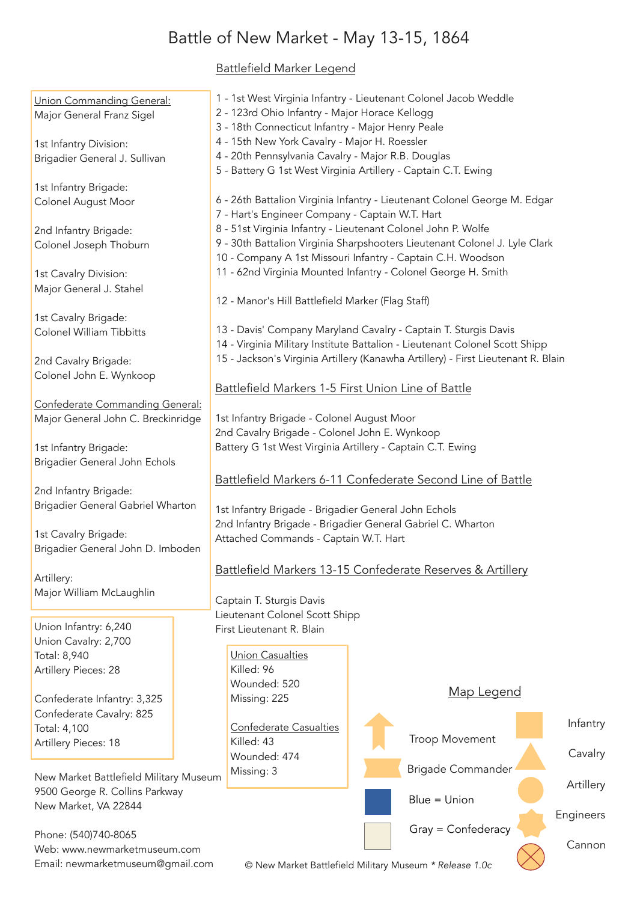# Battle of New Market - May 13-15, 1864

## Battlefield Marker Legend

1 - 1st West Virginia Infantry - Lieutenant Colonel Jacob Weddle
2 - 123rd Ohio Infantry - Major Horace Kellogg
3 - 18th Connecticut Infantry - Major Henry Peale
4 - 15th New York Cavalry - Major H. Roessler
4 - 20th Pennsylvania Cavalry - Major R.B. Douglas
5 - Battery G 1st West Virginia Artillery - Captain C.T. Ewing

6 - 26th Battalion Virginia Infantry - Lieutenant Colonel George M. Edgar
7 - Hart's Engineer Company - Captain W.T. Hart
8 - 51st Virginia Infantry - Lieutenant Colonel John P. Wolfe
9 - 30th Battalion Virginia Sharpshooters Lieutenant Colonel J. Lyle Clark
10 - Company A 1st Missouri Infantry - Captain C.H. Woodson
11 - 62nd Virginia Mounted Infantry - Colonel George H. Smith

12 - Manor's Hill Battlefield Marker (Flag Staff)

13 - Davis' Company Maryland Cavalry - Captain T. Sturgis Davis
14 - Virginia Military Institute Battalion - Lieutenant Colonel Scott Shipp
15 - Jackson's Virginia Artillery (Kanawha Artillery) - First Lieutenant R. Blain

## Battlefield Markers 1-5 First Union Line of Battle

1st Infantry Brigade - Colonel August Moor
2nd Cavalry Brigade - Colonel John E. Wynkoop
Battery G 1st West Virginia Artillery - Captain C.T. Ewing

## Battlefield Markers 6-11 Confederate Second Line of Battle

1st Infantry Brigade - Brigadier General John Echols
2nd Infantry Brigade - Brigadier General Gabriel C. Wharton
Attached Commands - Captain W.T. Hart

## Battlefield Markers 13-15 Confederate Reserves & Artillery

Captain T. Sturgis Davis
Lieutenant Colonel Scott Shipp
First Lieutenant R. Blain

---

Union Commanding General:
Major General Franz Sigel

1st Infantry Division:
Brigadier General J. Sullivan

1st Infantry Brigade:
Colonel August Moor

2nd Infantry Brigade:
Colonel Joseph Thoburn

1st Cavalry Division:
Major General J. Stahel

1st Cavalry Brigade:
Colonel William Tibbitts

2nd Cavalry Brigade:
Colonel John E. Wynkoop

Confederate Commanding General:
Major General John C. Breckinridge

1st Infantry Brigade:
Brigadier General John Echols

2nd Infantry Brigade:
Brigadier General Gabriel Wharton

1st Cavalry Brigade:
Brigadier General John D. Imboden

Artillery:
Major William McLaughlin

---

Union Infantry: 6,240
Union Cavalry: 2,700
Total: 8,940
Artillery Pieces: 28

Confederate Infantry: 3,325
Confederate Cavalry: 825
Total: 4,100
Artillery Pieces: 18

---

Union Casualties
Killed: 96
Wounded: 520
Missing: 225

Confederate Casualties
Killed: 43
Wounded: 474
Missing: 3

---

## Map Legend

Troop Movement
Brigade Commander
Blue = Union
Gray = Confederacy
Infantry
Cavalry
Artillery
Engineers
Cannon

---

New Market Battlefield Military Museum
9500 George R. Collins Parkway
New Market, VA 22844

Phone: (540)740-8065
Web: www.newmarketmuseum.com
Email: newmarketmuseum@gmail.com

© New Market Battlefield Military Museum * *Release 1.0c*